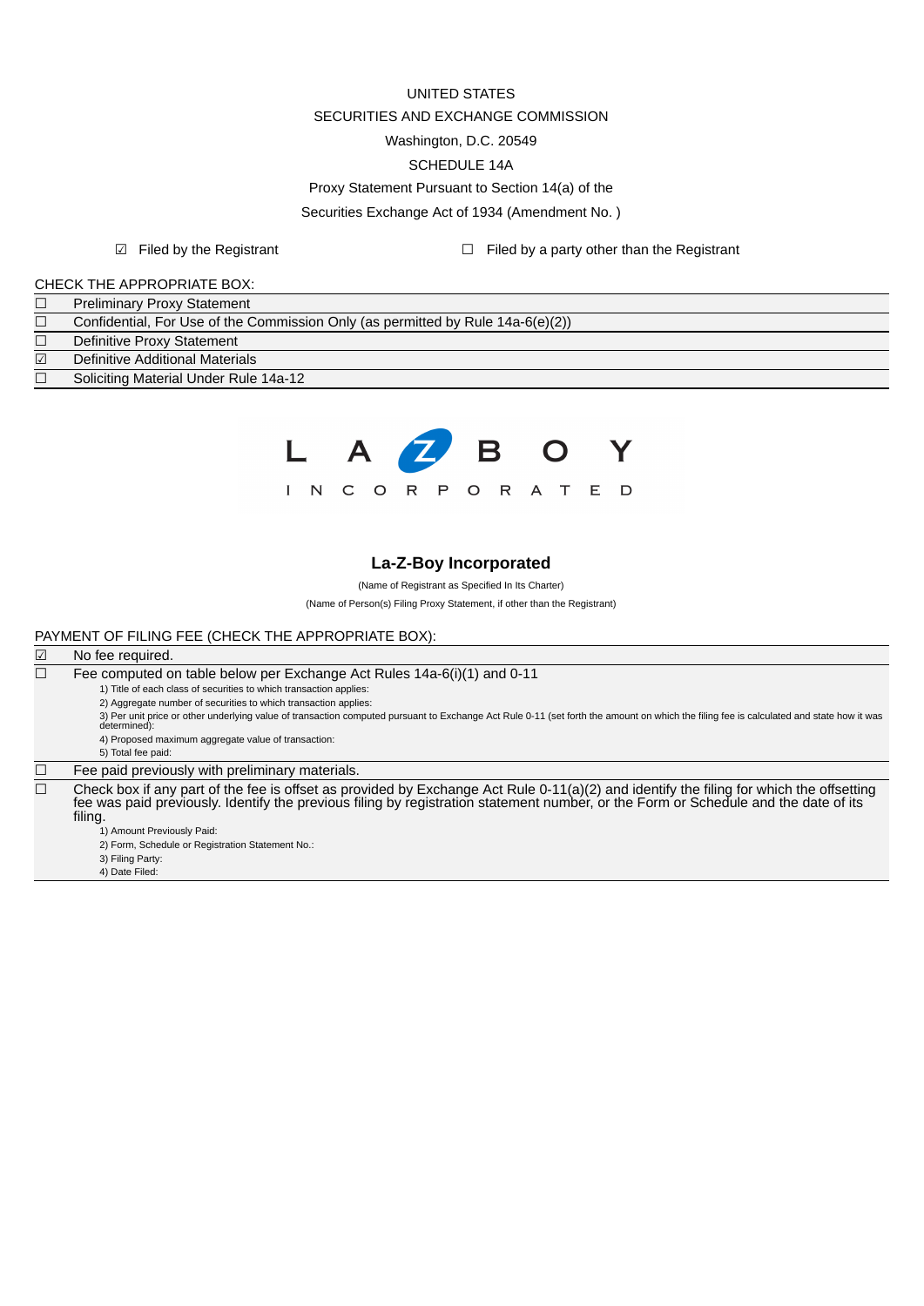UNITED STATES

SECURITIES AND EXCHANGE COMMISSION

Washington, D.C. 20549

SCHEDULE 14A

Proxy Statement Pursuant to Section 14(a) of the

Securities Exchange Act of 1934 (Amendment No. )

☑ Filed by the Registrant ☐ Filed by a party other than the Registrant

CHECK THE APPROPRIATE BOX:

| | |
|---|---|
| ☐ | Preliminary Proxy Statement |
| ☐ | Confidential, For Use of the Commission Only (as permitted by Rule 14a-6(e)(2)) |
| ☐ | Definitive Proxy Statement |
| ☑ | Definitive Additional Materials |
| ☐ | Soliciting Material Under Rule 14a-12 |

L A Z B O Y

I N C O R P O R A T E D

**La-Z-Boy Incorporated**

(Name of Registrant as Specified In Its Charter)

(Name of Person(s) Filing Proxy Statement, if other than the Registrant)

PAYMENT OF FILING FEE (CHECK THE APPROPRIATE BOX):

| | |
|---|---|
| ☑ | No fee required. |
| ☐ | Fee computed on table below per Exchange Act Rules 14a-6(i)(1) and 0-11<br>1) Title of each class of securities to which transaction applies:<br>2) Aggregate number of securities to which transaction applies:<br>3) Per unit price or other underlying value of transaction computed pursuant to Exchange Act Rule 0-11 (set forth the amount on which the filing fee is calculated and state how it was determined):<br>4) Proposed maximum aggregate value of transaction:<br>5) Total fee paid: |
| ☐ | Fee paid previously with preliminary materials. |
| ☐ | Check box if any part of the fee is offset as provided by Exchange Act Rule 0-11(a)(2) and identify the filing for which the offsetting fee was paid previously. Identify the previous filing by registration statement number, or the Form or Schedule and the date of its filing.<br>1) Amount Previously Paid:<br>2) Form, Schedule or Registration Statement No.:<br>3) Filing Party:<br>4) Date Filed: |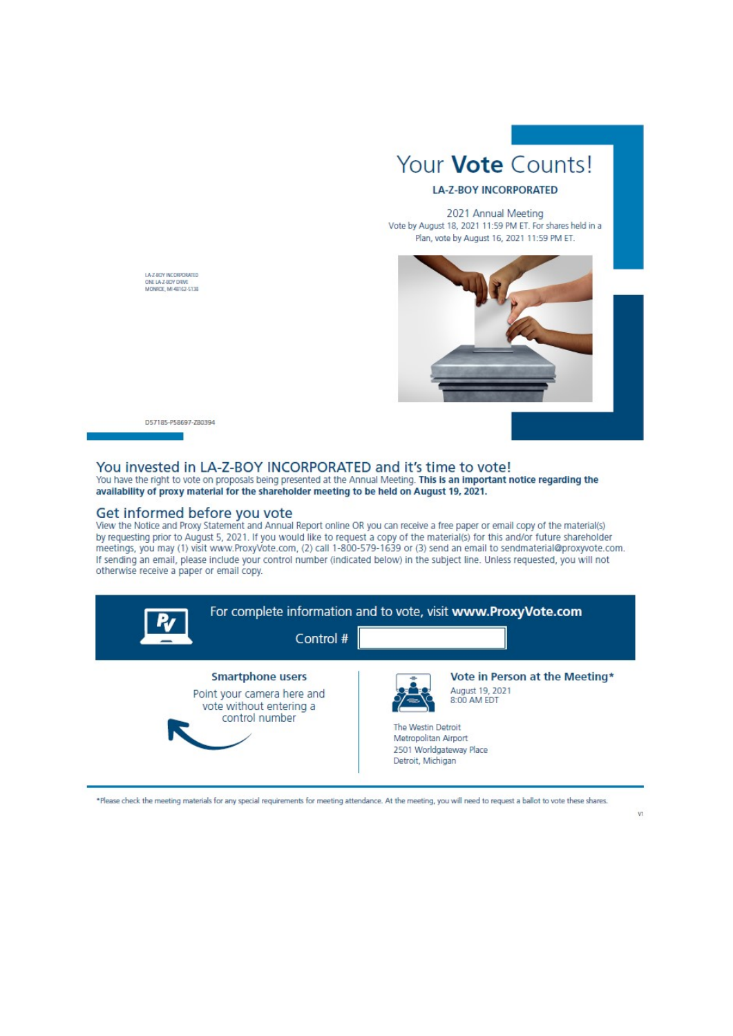# Your **Vote** Counts!

**LA-Z-BOY INCORPORATED**

2021 Annual Meeting

Vote by August 18, 2021 11:59 PM ET. For shares held in a Plan, vote by August 16, 2021 11:59 PM ET.

LA-Z-BOY INCORPORATED
ONE LA-Z-BOY DRIVE
MONROE, MI 48162-5138

D57185-P58697-Z80394

## You invested in LA-Z-BOY INCORPORATED and it's time to vote!

You have the right to vote on proposals being presented at the Annual Meeting. **This is an important notice regarding the availability of proxy material for the shareholder meeting to be held on August 19, 2021.**

## Get informed before you vote

View the Notice and Proxy Statement and Annual Report online OR you can receive a free paper or email copy of the material(s) by requesting prior to August 5, 2021. If you would like to request a copy of the material(s) for this and/or future shareholder meetings, you may (1) visit www.ProxyVote.com, (2) call 1-800-579-1639 or (3) send an email to sendmaterial@proxyvote.com. If sending an email, please include your control number (indicated below) in the subject line. Unless requested, you will not otherwise receive a paper or email copy.

For complete information and to vote, visit **www.ProxyVote.com**

Control #

**Smartphone users**

Point your camera here and vote without entering a control number

**Vote in Person at the Meeting***

August 19, 2021
8:00 AM EDT

The Westin Detroit
Metropolitan Airport
2501 Worldgateway Place
Detroit, Michigan

*Please check the meeting materials for any special requirements for meeting attendance. At the meeting, you will need to request a ballot to vote these shares.

V1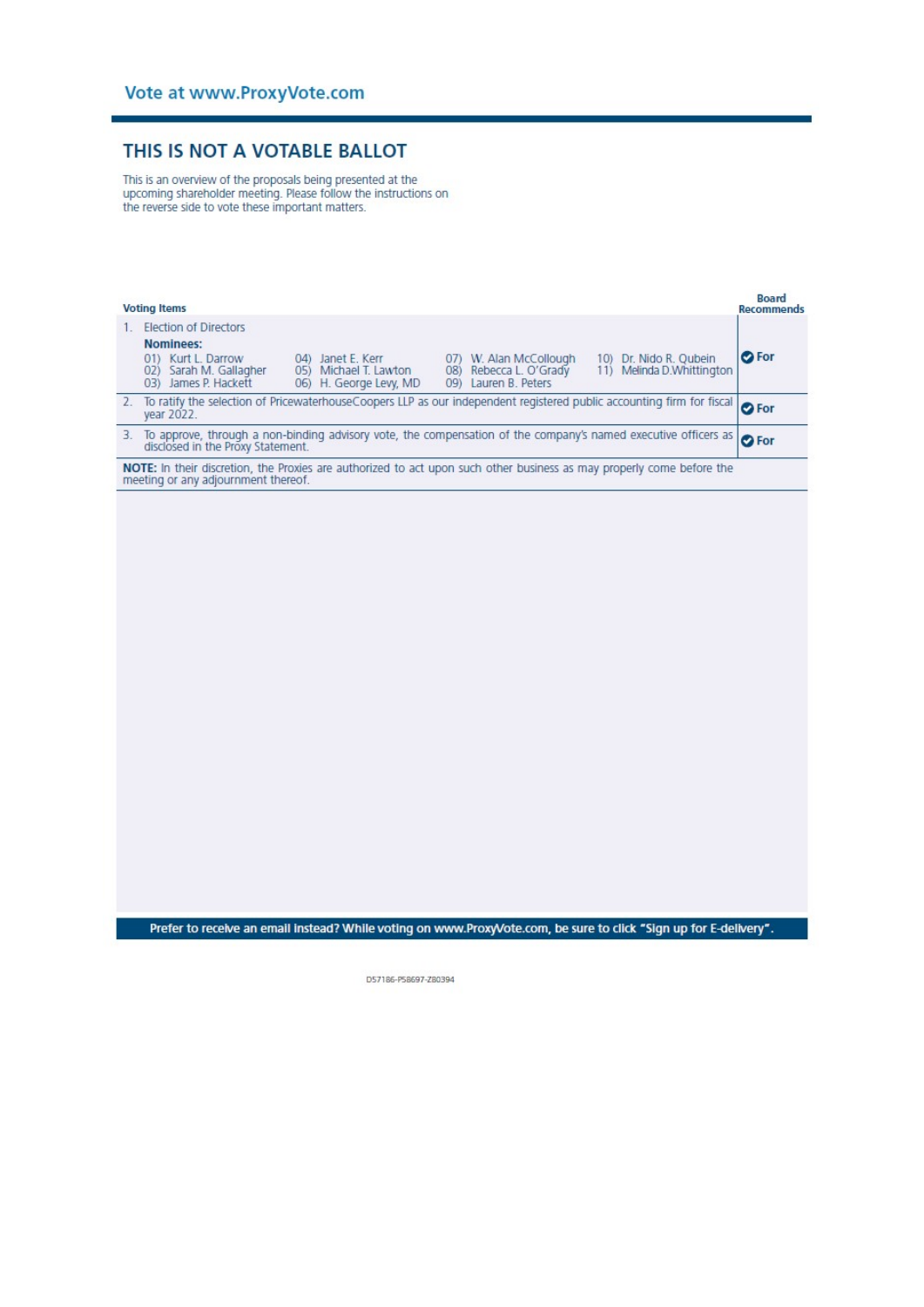**Vote at www.ProxyVote.com**

# THIS IS NOT A VOTABLE BALLOT

This is an overview of the proposals being presented at the upcoming shareholder meeting. Please follow the instructions on the reverse side to vote these important matters.

| Voting Items | Board Recommends |
|---|---|
| 1. Election of Directors<br>**Nominees:**<br>01) Kurt L. Darrow<br>02) Sarah M. Gallagher<br>03) James P. Hackett<br>04) Janet E. Kerr<br>05) Michael T. Lawton<br>06) H. George Levy, MD<br>07) W. Alan McCollough<br>08) Rebecca L. O'Grady<br>09) Lauren B. Peters<br>10) Dr. Nido R. Qubein<br>11) Melinda D.Whittington | For |
| 2. To ratify the selection of PricewaterhouseCoopers LLP as our independent registered public accounting firm for fiscal year 2022. | For |
| 3. To approve, through a non-binding advisory vote, the compensation of the company's named executive officers as disclosed in the Proxy Statement. | For |

**NOTE:** In their discretion, the Proxies are authorized to act upon such other business as may properly come before the meeting or any adjournment thereof.

**Prefer to receive an email instead? While voting on www.ProxyVote.com, be sure to click "Sign up for E-delivery".**

D57186-P58697-Z80394